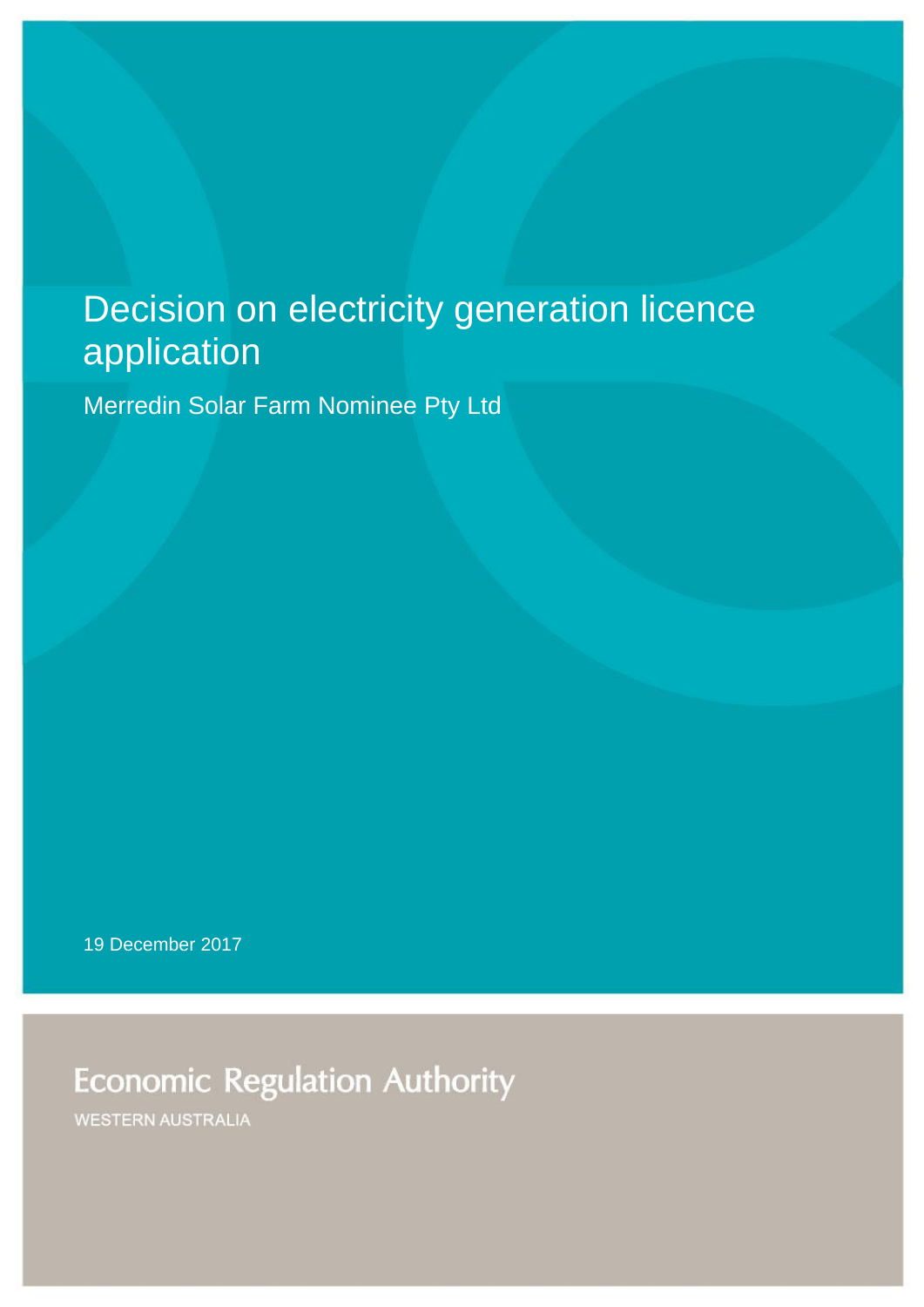# Decision on electricity generation licence application

Merredin Solar Farm Nominee Pty Ltd

19 December 2017

Economic Regulation Authority

WESTERN AUSTRALIA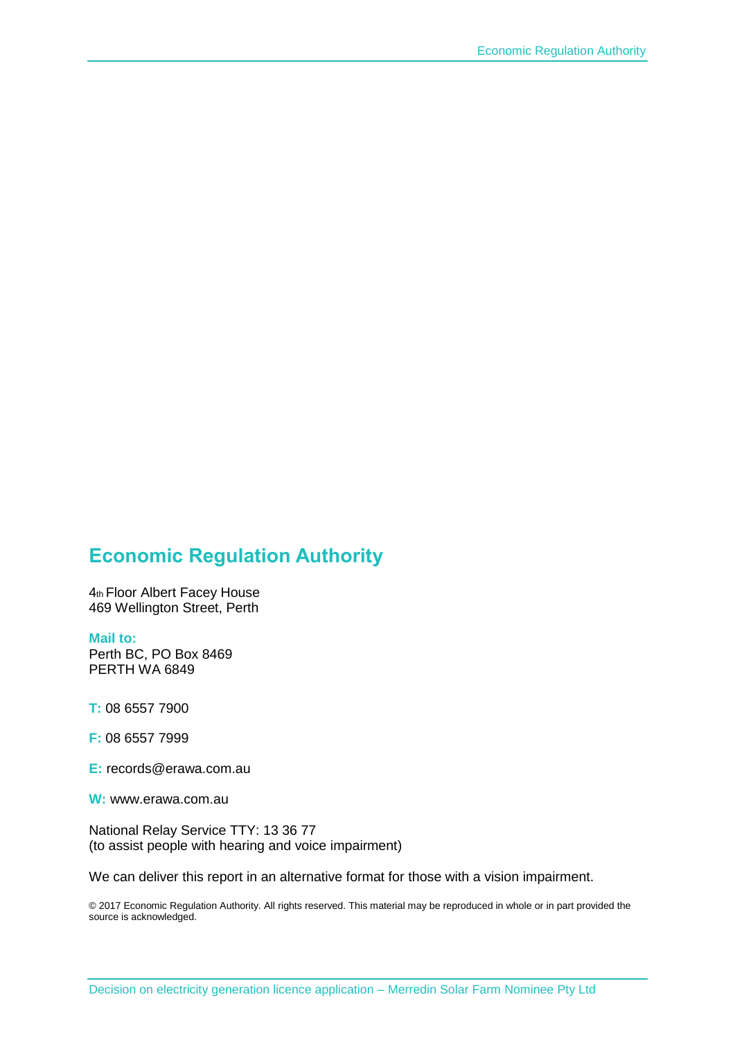## Economic Regulation Authority

4th Floor Albert Facey House
469 Wellington Street, Perth

**Mail to:**
Perth BC, PO Box 8469
PERTH WA 6849

**T:** 08 6557 7900

**F:** 08 6557 7999

**E:** records@erawa.com.au

**W:** www.erawa.com.au

National Relay Service TTY: 13 36 77
(to assist people with hearing and voice impairment)

We can deliver this report in an alternative format for those with a vision impairment.

© 2017 Economic Regulation Authority. All rights reserved. This material may be reproduced in whole or in part provided the source is acknowledged.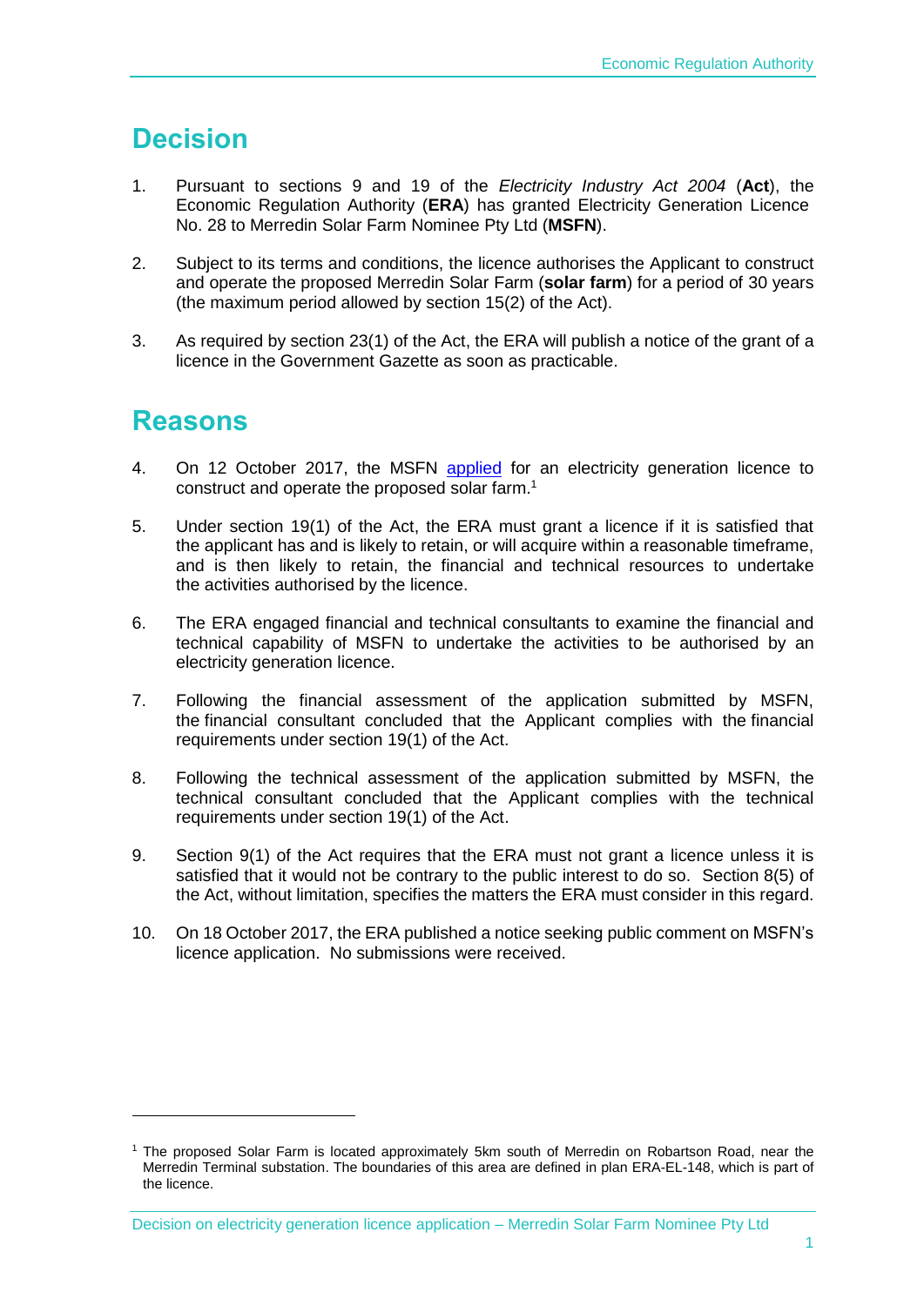# Decision

1. Pursuant to sections 9 and 19 of the *Electricity Industry Act 2004* (**Act**), the Economic Regulation Authority (**ERA**) has granted Electricity Generation Licence No. 28 to Merredin Solar Farm Nominee Pty Ltd (**MSFN**).

2. Subject to its terms and conditions, the licence authorises the Applicant to construct and operate the proposed Merredin Solar Farm (**solar farm**) for a period of 30 years (the maximum period allowed by section 15(2) of the Act).

3. As required by section 23(1) of the Act, the ERA will publish a notice of the grant of a licence in the Government Gazette as soon as practicable.

# Reasons

4. On 12 October 2017, the MSFN applied for an electricity generation licence to construct and operate the proposed solar farm.[1]

5. Under section 19(1) of the Act, the ERA must grant a licence if it is satisfied that the applicant has and is likely to retain, or will acquire within a reasonable timeframe, and is then likely to retain, the financial and technical resources to undertake the activities authorised by the licence.

6. The ERA engaged financial and technical consultants to examine the financial and technical capability of MSFN to undertake the activities to be authorised by an electricity generation licence.

7. Following the financial assessment of the application submitted by MSFN, the financial consultant concluded that the Applicant complies with the financial requirements under section 19(1) of the Act.

8. Following the technical assessment of the application submitted by MSFN, the technical consultant concluded that the Applicant complies with the technical requirements under section 19(1) of the Act.

9. Section 9(1) of the Act requires that the ERA must not grant a licence unless it is satisfied that it would not be contrary to the public interest to do so. Section 8(5) of the Act, without limitation, specifies the matters the ERA must consider in this regard.

10. On 18 October 2017, the ERA published a notice seeking public comment on MSFN's licence application. No submissions were received.

---

[1] The proposed Solar Farm is located approximately 5km south of Merredin on Robartson Road, near the Merredin Terminal substation. The boundaries of this area are defined in plan ERA-EL-148, which is part of the licence.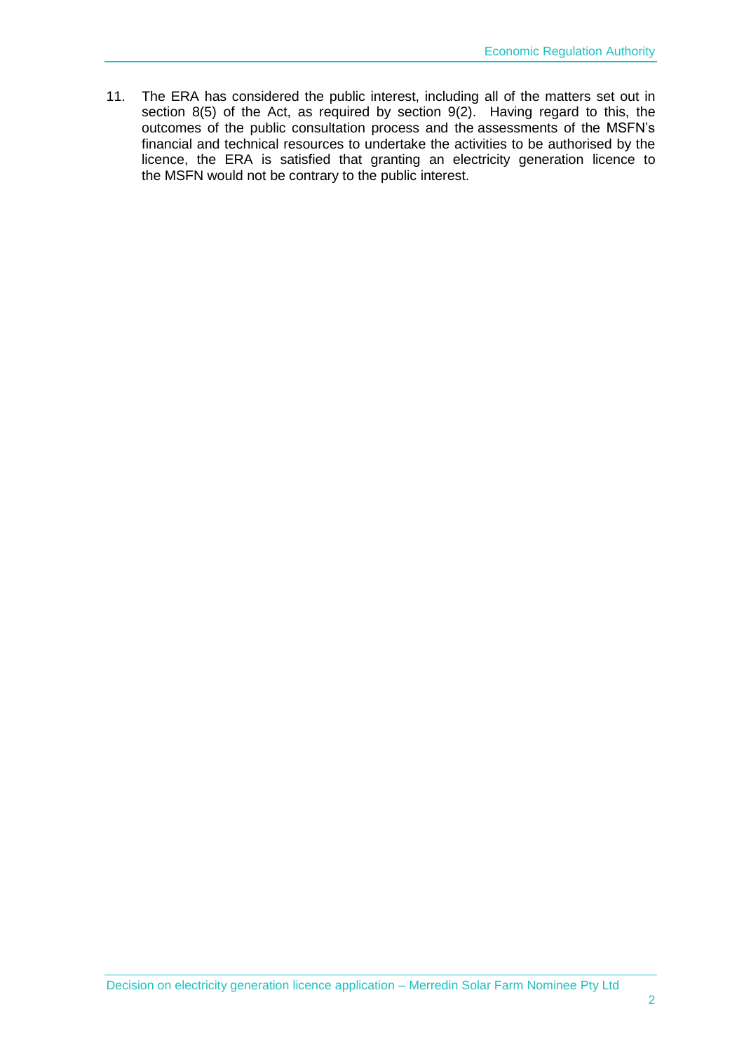11. The ERA has considered the public interest, including all of the matters set out in section 8(5) of the Act, as required by section 9(2). Having regard to this, the outcomes of the public consultation process and the assessments of the MSFN's financial and technical resources to undertake the activities to be authorised by the licence, the ERA is satisfied that granting an electricity generation licence to the MSFN would not be contrary to the public interest.